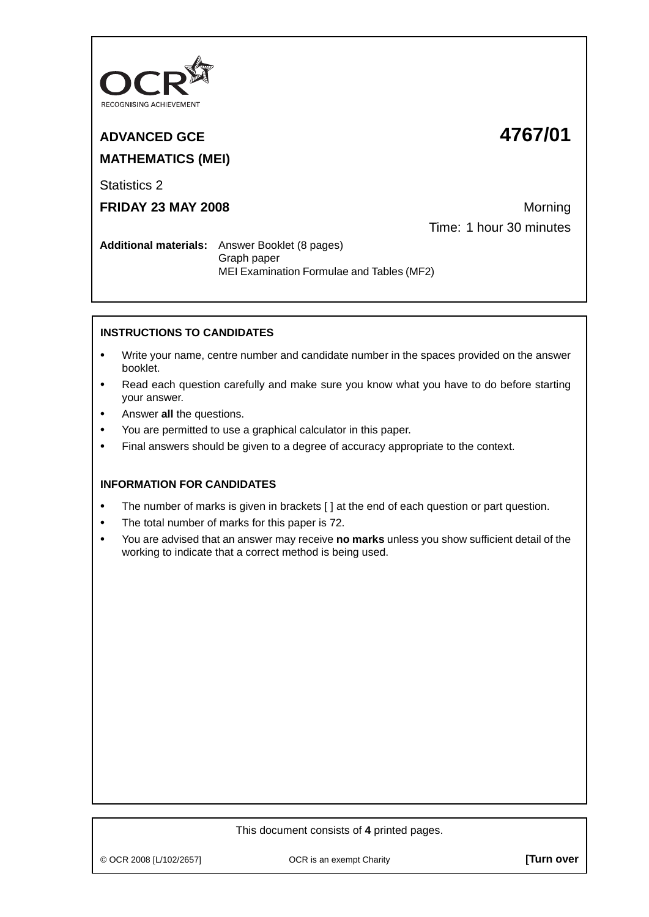OCR
RECOGNISING ACHIEVEMENT

**ADVANCED GCE** **4767/01**

**MATHEMATICS (MEI)**

Statistics 2

**FRIDAY 23 MAY 2008** Morning

Time: 1 hour 30 minutes

**Additional materials:** Answer Booklet (8 pages)
Graph paper
MEI Examination Formulae and Tables (MF2)

**INSTRUCTIONS TO CANDIDATES**

- Write your name, centre number and candidate number in the spaces provided on the answer booklet.
- Read each question carefully and make sure you know what you have to do before starting your answer.
- Answer **all** the questions.
- You are permitted to use a graphical calculator in this paper.
- Final answers should be given to a degree of accuracy appropriate to the context.

**INFORMATION FOR CANDIDATES**

- The number of marks is given in brackets [ ] at the end of each question or part question.
- The total number of marks for this paper is 72.
- You are advised that an answer may receive **no marks** unless you show sufficient detail of the working to indicate that a correct method is being used.

This document consists of **4** printed pages.

© OCR 2008 [L/102/2657] OCR is an exempt Charity **[Turn over**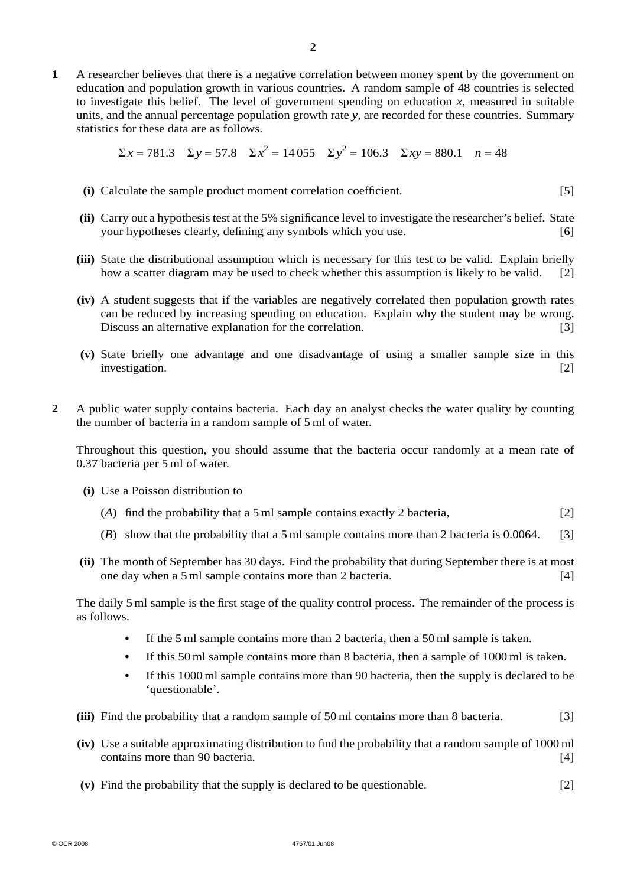**1** A researcher believes that there is a negative correlation between money spent by the government on education and population growth in various countries. A random sample of 48 countries is selected to investigate this belief. The level of government spending on education $x$, measured in suitable units, and the annual percentage population growth rate $y$, are recorded for these countries. Summary statistics for these data are as follows.

$$\Sigma x = 781.3 \quad \Sigma y = 57.8 \quad \Sigma x^2 = 14\,055 \quad \Sigma y^2 = 106.3 \quad \Sigma xy = 880.1 \quad n = 48$$

**(i)** Calculate the sample product moment correlation coefficient. [5]

**(ii)** Carry out a hypothesis test at the 5% significance level to investigate the researcher's belief. State your hypotheses clearly, defining any symbols which you use. [6]

**(iii)** State the distributional assumption which is necessary for this test to be valid. Explain briefly how a scatter diagram may be used to check whether this assumption is likely to be valid. [2]

**(iv)** A student suggests that if the variables are negatively correlated then population growth rates can be reduced by increasing spending on education. Explain why the student may be wrong. Discuss an alternative explanation for the correlation. [3]

**(v)** State briefly one advantage and one disadvantage of using a smaller sample size in this investigation. [2]

**2** A public water supply contains bacteria. Each day an analyst checks the water quality by counting the number of bacteria in a random sample of 5 ml of water.

Throughout this question, you should assume that the bacteria occur randomly at a mean rate of 0.37 bacteria per 5 ml of water.

**(i)** Use a Poisson distribution to

($A$) find the probability that a 5 ml sample contains exactly 2 bacteria, [2]

($B$) show that the probability that a 5 ml sample contains more than 2 bacteria is 0.0064. [3]

**(ii)** The month of September has 30 days. Find the probability that during September there is at most one day when a 5 ml sample contains more than 2 bacteria. [4]

The daily 5 ml sample is the first stage of the quality control process. The remainder of the process is as follows.

- If the 5 ml sample contains more than 2 bacteria, then a 50 ml sample is taken.
- If this 50 ml sample contains more than 8 bacteria, then a sample of 1000 ml is taken.
- If this 1000 ml sample contains more than 90 bacteria, then the supply is declared to be 'questionable'.

**(iii)** Find the probability that a random sample of 50 ml contains more than 8 bacteria. [3]

**(iv)** Use a suitable approximating distribution to find the probability that a random sample of 1000 ml contains more than 90 bacteria. [4]

**(v)** Find the probability that the supply is declared to be questionable. [2]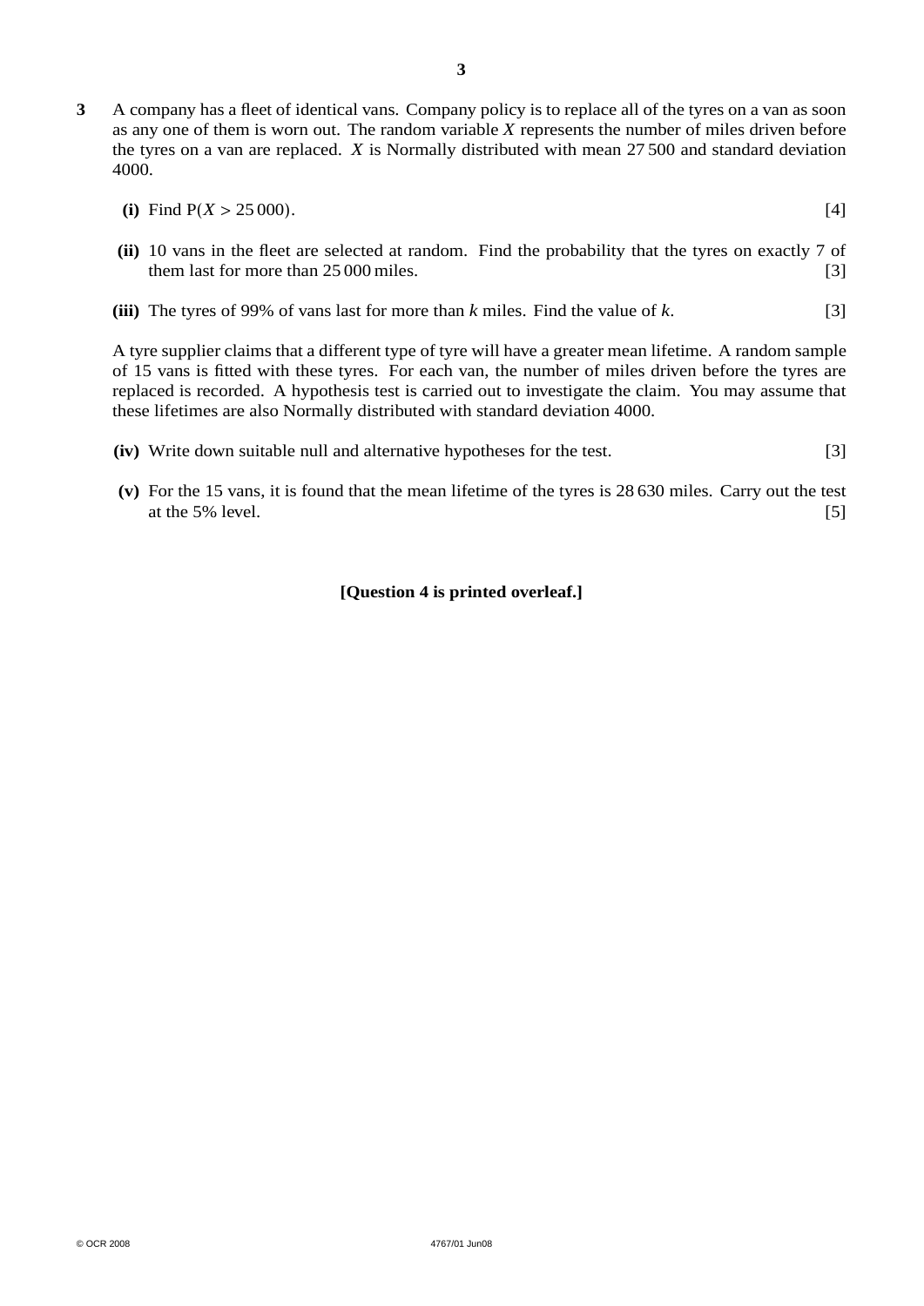**3** A company has a fleet of identical vans. Company policy is to replace all of the tyres on a van as soon as any one of them is worn out. The random variable $X$ represents the number of miles driven before the tyres on a van are replaced. $X$ is Normally distributed with mean 27 500 and standard deviation 4000.

**(i)** Find $\mathrm{P}(X > 25\,000)$. [4]

**(ii)** 10 vans in the fleet are selected at random. Find the probability that the tyres on exactly 7 of them last for more than 25 000 miles. [3]

**(iii)** The tyres of 99% of vans last for more than $k$ miles. Find the value of $k$. [3]

A tyre supplier claims that a different type of tyre will have a greater mean lifetime. A random sample of 15 vans is fitted with these tyres. For each van, the number of miles driven before the tyres are replaced is recorded. A hypothesis test is carried out to investigate the claim. You may assume that these lifetimes are also Normally distributed with standard deviation 4000.

**(iv)** Write down suitable null and alternative hypotheses for the test. [3]

**(v)** For the 15 vans, it is found that the mean lifetime of the tyres is 28 630 miles. Carry out the test at the 5% level. [5]

**[Question 4 is printed overleaf.]**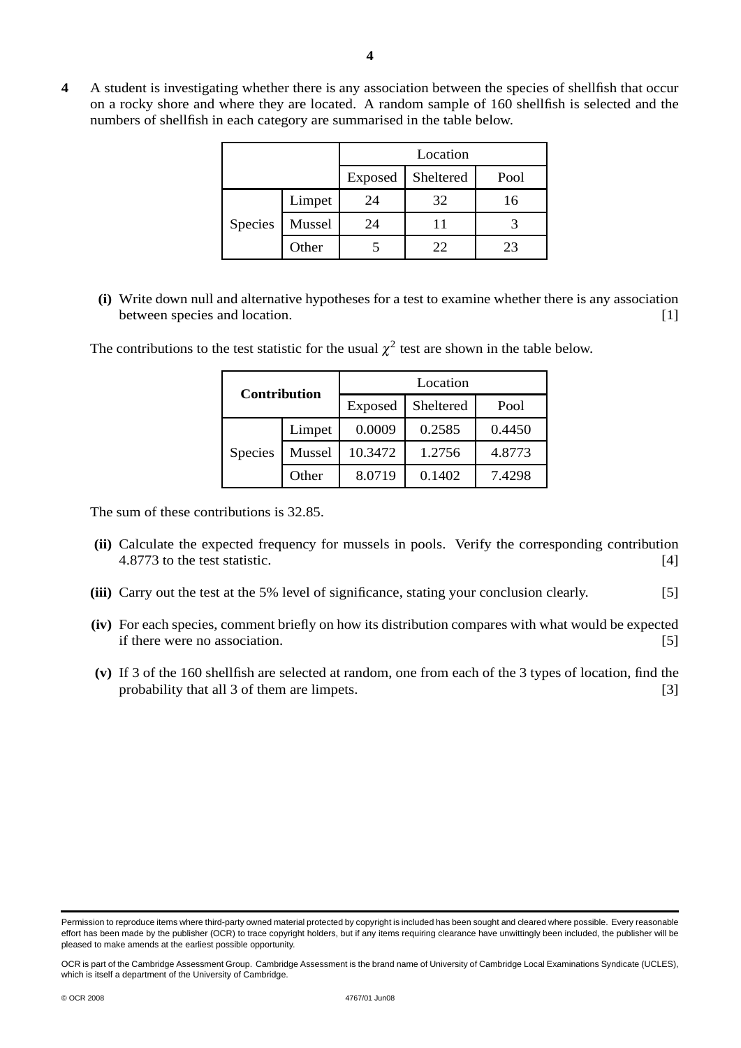**4** A student is investigating whether there is any association between the species of shellfish that occur on a rocky shore and where they are located. A random sample of 160 shellfish is selected and the numbers of shellfish in each category are summarised in the table below.

| | | Location | | |
|---|---|---|---|---|
| | | Exposed | Sheltered | Pool |
| Species | Limpet | 24 | 32 | 16 |
| | Mussel | 24 | 11 | 3 |
| | Other | 5 | 22 | 23 |

**(i)** Write down null and alternative hypotheses for a test to examine whether there is any association between species and location. [1]

The contributions to the test statistic for the usual $\chi^2$ test are shown in the table below.

| **Contribution** | | Location | | |
|---|---|---|---|---|
| | | Exposed | Sheltered | Pool |
| Species | Limpet | 0.0009 | 0.2585 | 0.4450 |
| | Mussel | 10.3472 | 1.2756 | 4.8773 |
| | Other | 8.0719 | 0.1402 | 7.4298 |

The sum of these contributions is 32.85.

**(ii)** Calculate the expected frequency for mussels in pools. Verify the corresponding contribution 4.8773 to the test statistic. [4]

**(iii)** Carry out the test at the 5% level of significance, stating your conclusion clearly. [5]

**(iv)** For each species, comment briefly on how its distribution compares with what would be expected if there were no association. [5]

**(v)** If 3 of the 160 shellfish are selected at random, one from each of the 3 types of location, find the probability that all 3 of them are limpets. [3]

Permission to reproduce items where third-party owned material protected by copyright is included has been sought and cleared where possible. Every reasonable effort has been made by the publisher (OCR) to trace copyright holders, but if any items requiring clearance have unwittingly been included, the publisher will be pleased to make amends at the earliest possible opportunity.

OCR is part of the Cambridge Assessment Group. Cambridge Assessment is the brand name of University of Cambridge Local Examinations Syndicate (UCLES), which is itself a department of the University of Cambridge.